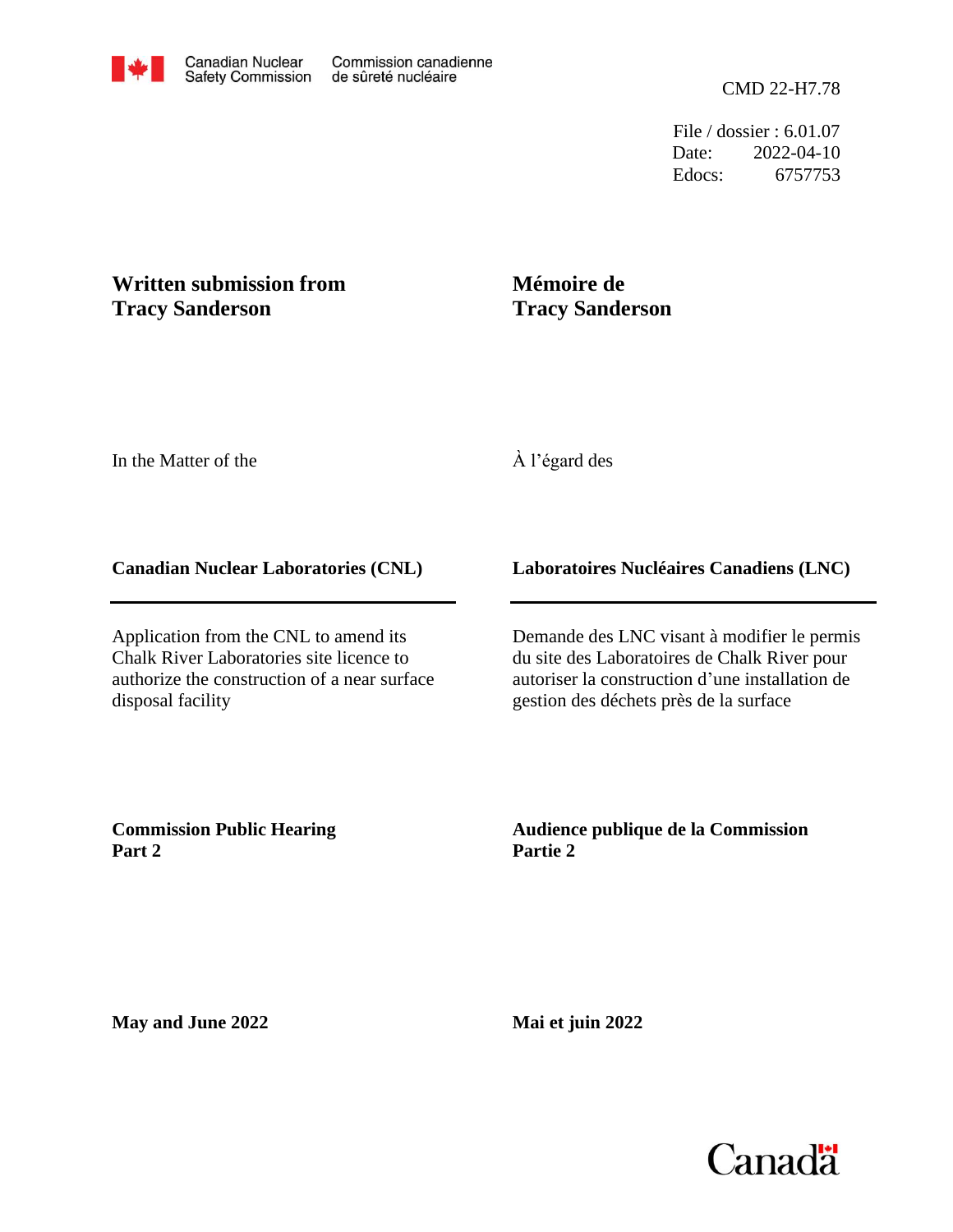Canadian Nuclear Safety Commission / Commission canadienne de sûreté nucléaire

CMD 22-H7.78

File / dossier : 6.01.07
Date: 2022-04-10
Edocs: 6757753

# Written submission from Tracy Sanderson

# Mémoire de Tracy Sanderson

In the Matter of the

À l'égard des

**Canadian Nuclear Laboratories (CNL)**

**Laboratoires Nucléaires Canadiens (LNC)**

Application from the CNL to amend its Chalk River Laboratories site licence to authorize the construction of a near surface disposal facility

Demande des LNC visant à modifier le permis du site des Laboratoires de Chalk River pour autoriser la construction d'une installation de gestion des déchets près de la surface

**Commission Public Hearing Part 2**

**Audience publique de la Commission Partie 2**

**May and June 2022**

**Mai et juin 2022**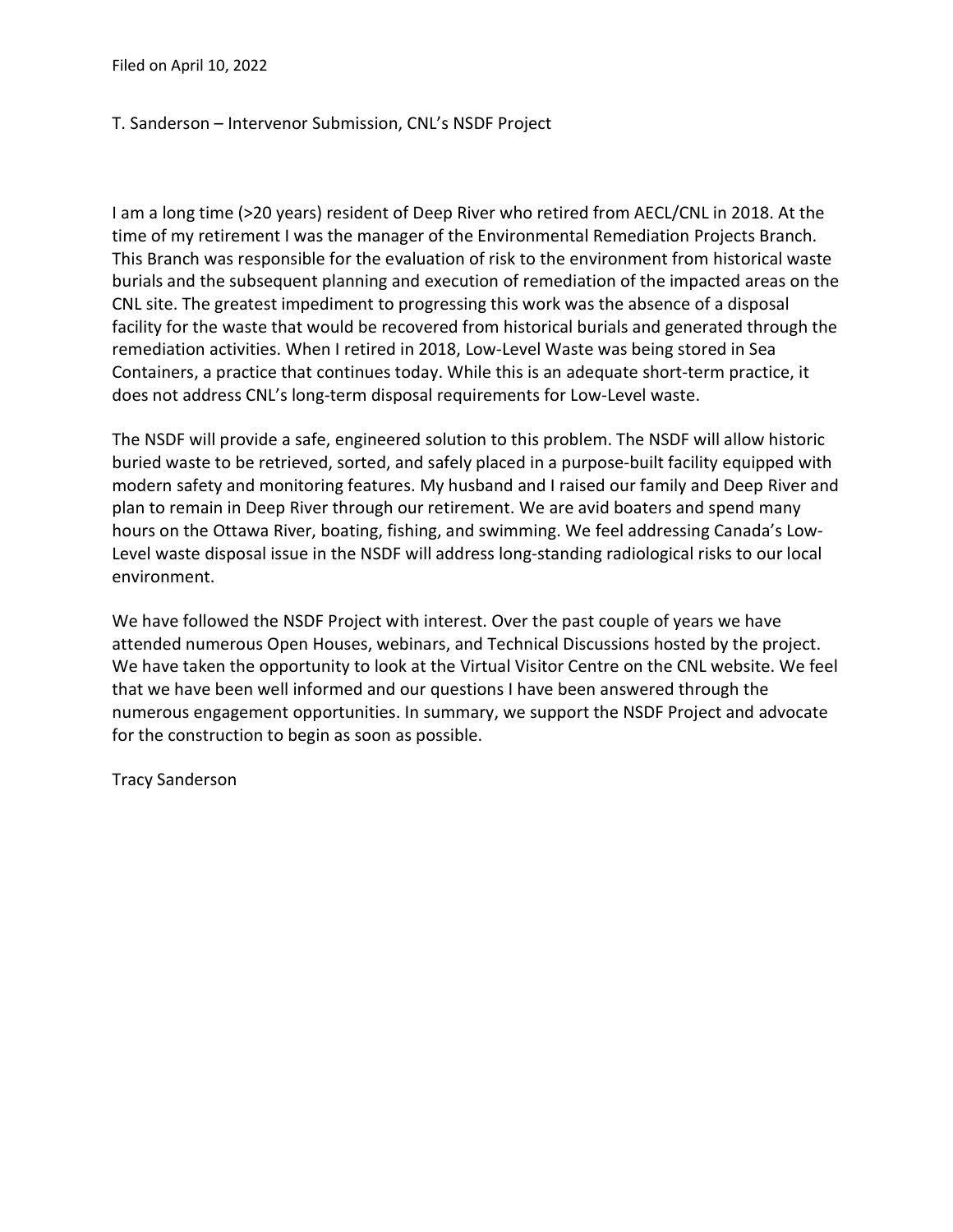Filed on April 10, 2022

T. Sanderson – Intervenor Submission, CNL's NSDF Project

I am a long time (>20 years) resident of Deep River who retired from AECL/CNL in 2018. At the time of my retirement I was the manager of the Environmental Remediation Projects Branch. This Branch was responsible for the evaluation of risk to the environment from historical waste burials and the subsequent planning and execution of remediation of the impacted areas on the CNL site. The greatest impediment to progressing this work was the absence of a disposal facility for the waste that would be recovered from historical burials and generated through the remediation activities. When I retired in 2018, Low-Level Waste was being stored in Sea Containers, a practice that continues today. While this is an adequate short-term practice, it does not address CNL's long-term disposal requirements for Low-Level waste.

The NSDF will provide a safe, engineered solution to this problem. The NSDF will allow historic buried waste to be retrieved, sorted, and safely placed in a purpose-built facility equipped with modern safety and monitoring features. My husband and I raised our family and Deep River and plan to remain in Deep River through our retirement. We are avid boaters and spend many hours on the Ottawa River, boating, fishing, and swimming. We feel addressing Canada's Low-Level waste disposal issue in the NSDF will address long-standing radiological risks to our local environment.

We have followed the NSDF Project with interest. Over the past couple of years we have attended numerous Open Houses, webinars, and Technical Discussions hosted by the project. We have taken the opportunity to look at the Virtual Visitor Centre on the CNL website. We feel that we have been well informed and our questions I have been answered through the numerous engagement opportunities. In summary, we support the NSDF Project and advocate for the construction to begin as soon as possible.

Tracy Sanderson